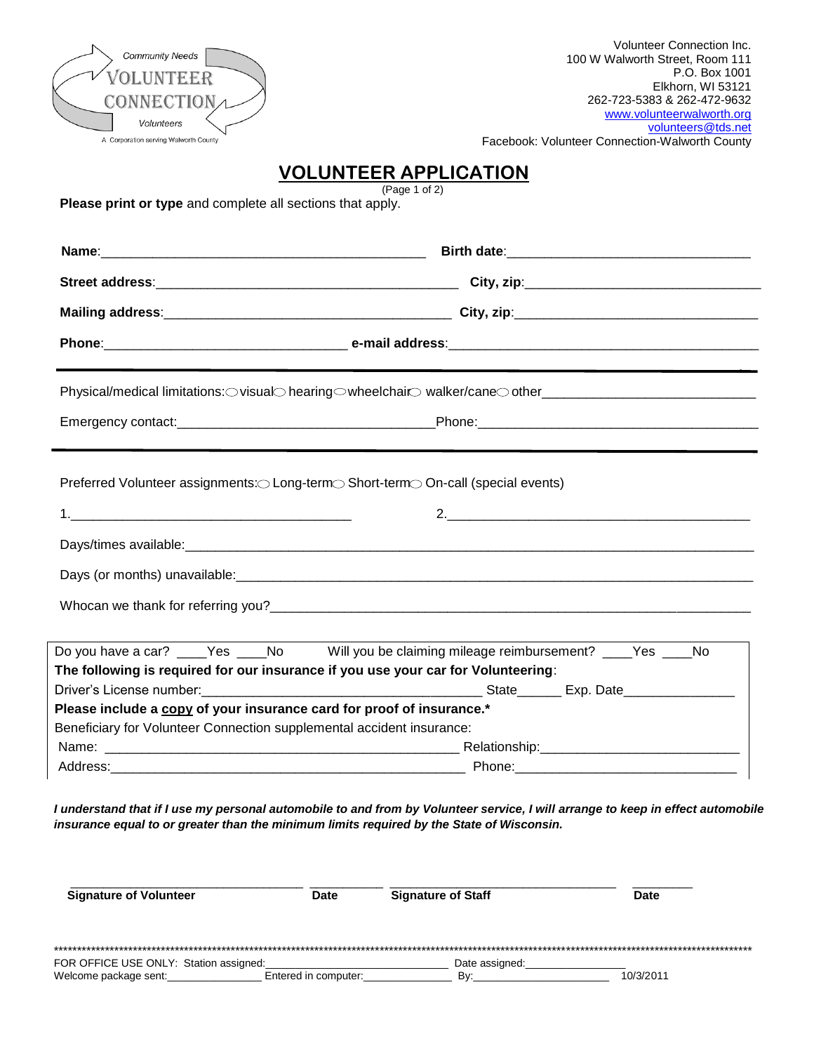Community Needs
VOLUNTEER
CONNECTION
Volunteers
A Corporation serving Walworth County

Volunteer Connection Inc.
100 W Walworth Street, Room 111
P.O. Box 1001
Elkhorn, WI 53121
262-723-5383 & 262-472-9632
www.volunteerwalworth.org
volunteers@tds.net
Facebook: Volunteer Connection-Walworth County

# VOLUNTEER APPLICATION

(Page 1 of 2)

**Please print or type** and complete all sections that apply.

**Name**:_____________________________________________ **Birth date**:_________________________________

**Street address**:________________________________________ **City, zip**:________________________________

**Mailing address**:_______________________________________ **City, zip**:________________________________

**Phone**:_________________________________ **e-mail address**:__________________________________________

---

Physical/medical limitations: ○ visual ○ hearing ○ wheelchair ○ walker/cane ○ other____________________________

Emergency contact:___________________________________Phone:_______________________________________

---

Preferred Volunteer assignments: ○ Long-term ○ Short-term ○ On-call (special events)

1.______________________________________ 2.__________________________________________

Days/times available:______________________________________________________________________________

Days (or months) unavailable:_______________________________________________________________________

Whocan we thank for referring you?__________________________________________________________________

Do you have a car? ____Yes ____No Will you be claiming mileage reimbursement? ____Yes ____No

**The following is required for our insurance if you use your car for Volunteering**:

Driver's License number:________________________________________ State______ Exp. Date_______________

**Please include a copy of your insurance card for proof of insurance.***

Beneficiary for Volunteer Connection supplemental accident insurance:

Name: _________________________________________________ Relationship:__________________________

Address:________________________________________________ Phone:_____________________________

***I understand that if I use my personal automobile to and from by Volunteer service, I will arrange to keep in effect automobile insurance equal to or greater than the minimum limits required by the State of Wisconsin.***

__________________________________ __________ _________________________________ _________

**Signature of Volunteer** **Date** **Signature of Staff** **Date**

**************************************************************************************************************

FOR OFFICE USE ONLY: Station assigned:_______________________________ Date assigned:________________

Welcome package sent:________________ Entered in computer:_______________ By:_______________________ 10/3/2011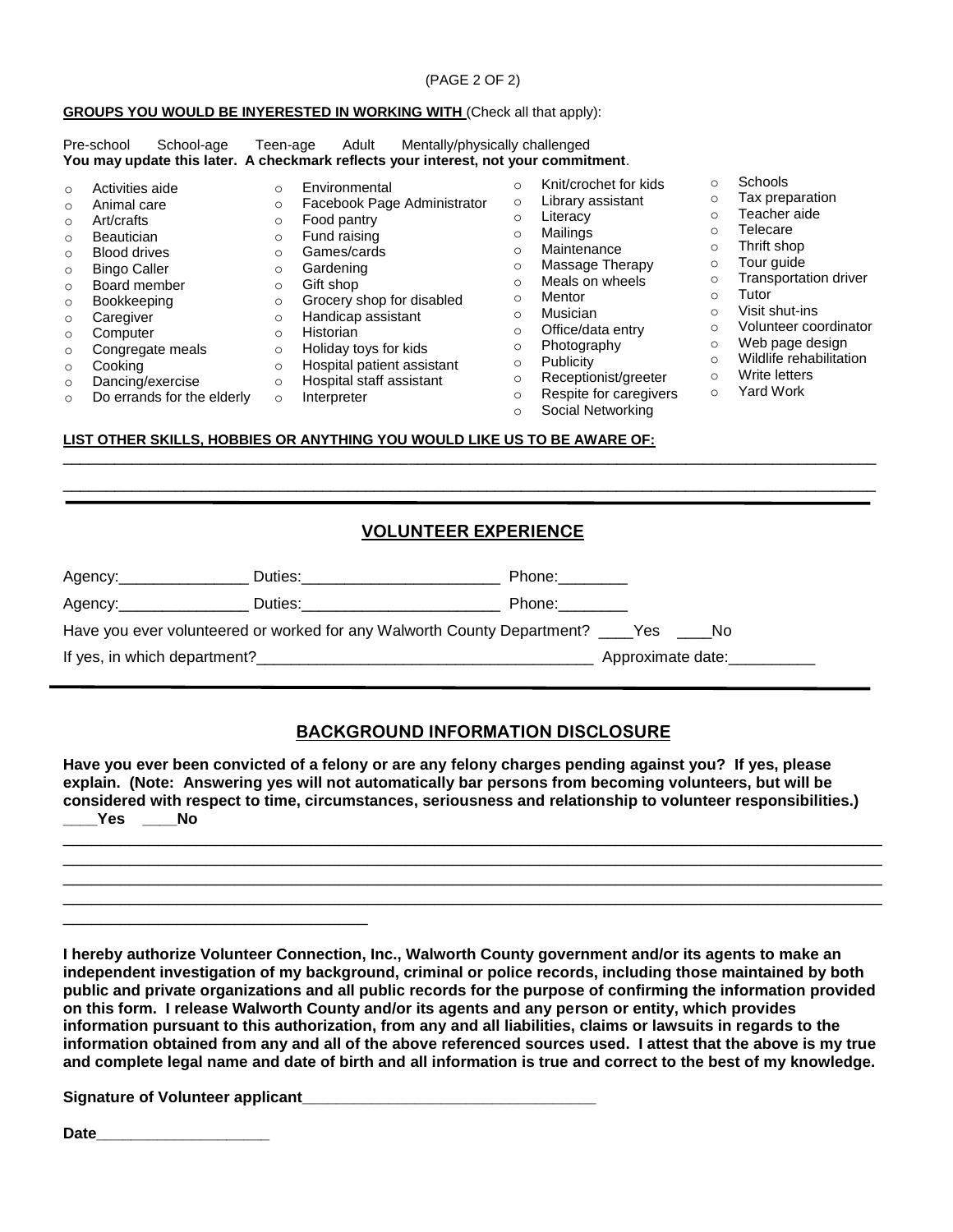**GROUPS YOU WOULD BE INYERESTED IN WORKING WITH** (Check all that apply):

Pre-school     School-age     Teen-age     Adult     Mentally/physically challenged

**You may update this later. A checkmark reflects your interest, not your commitment**.

- Activities aide
- Animal care
- Art/crafts
- Beautician
- Blood drives
- Bingo Caller
- Board member
- Bookkeeping
- Caregiver
- Computer
- Congregate meals
- Cooking
- Dancing/exercise
- Do errands for the elderly
- Environmental
- Facebook Page Administrator
- Food pantry
- Fund raising
- Games/cards
- Gardening
- Gift shop
- Grocery shop for disabled
- Handicap assistant
- Historian
- Holiday toys for kids
- Hospital patient assistant
- Hospital staff assistant
- Interpreter
- Knit/crochet for kids
- Library assistant
- Literacy
- Mailings
- Maintenance
- Massage Therapy
- Meals on wheels
- Mentor
- Musician
- Office/data entry
- Photography
- Publicity
- Receptionist/greeter
- Respite for caregivers
- Social Networking
- Schools
- Tax preparation
- Teacher aide
- Telecare
- Thrift shop
- Tour guide
- Transportation driver
- Tutor
- Visit shut-ins
- Volunteer coordinator
- Web page design
- Wildlife rehabilitation
- Write letters
- Yard Work

**LIST OTHER SKILLS, HOBBIES OR ANYTHING YOU WOULD LIKE US TO BE AWARE OF:**

______________________________________________________________________________

______________________________________________________________________________

## VOLUNTEER EXPERIENCE

Agency:_______________ Duties:_______________________ Phone:________

Agency:_______________ Duties:_______________________ Phone:________

Have you ever volunteered or worked for any Walworth County Department? ____Yes ____No

If yes, in which department?_______________________________________ Approximate date:__________

## BACKGROUND INFORMATION DISCLOSURE

**Have you ever been convicted of a felony or are any felony charges pending against you? If yes, please explain. (Note: Answering yes will not automatically bar persons from becoming volunteers, but will be considered with respect to time, circumstances, seriousness and relationship to volunteer responsibilities.)**

**____Yes ____No**

______________________________________________________________________________

______________________________________________________________________________

______________________________________________________________________________

______________________________________________________________________________

__________________________________

**I hereby authorize Volunteer Connection, Inc., Walworth County government and/or its agents to make an independent investigation of my background, criminal or police records, including those maintained by both public and private organizations and all public records for the purpose of confirming the information provided on this form. I release Walworth County and/or its agents and any person or entity, which provides information pursuant to this authorization, from any and all liabilities, claims or lawsuits in regards to the information obtained from any and all of the above referenced sources used. I attest that the above is my true and complete legal name and date of birth and all information is true and correct to the best of my knowledge.**

**Signature of Volunteer applicant__________________________________**

**Date___________________**